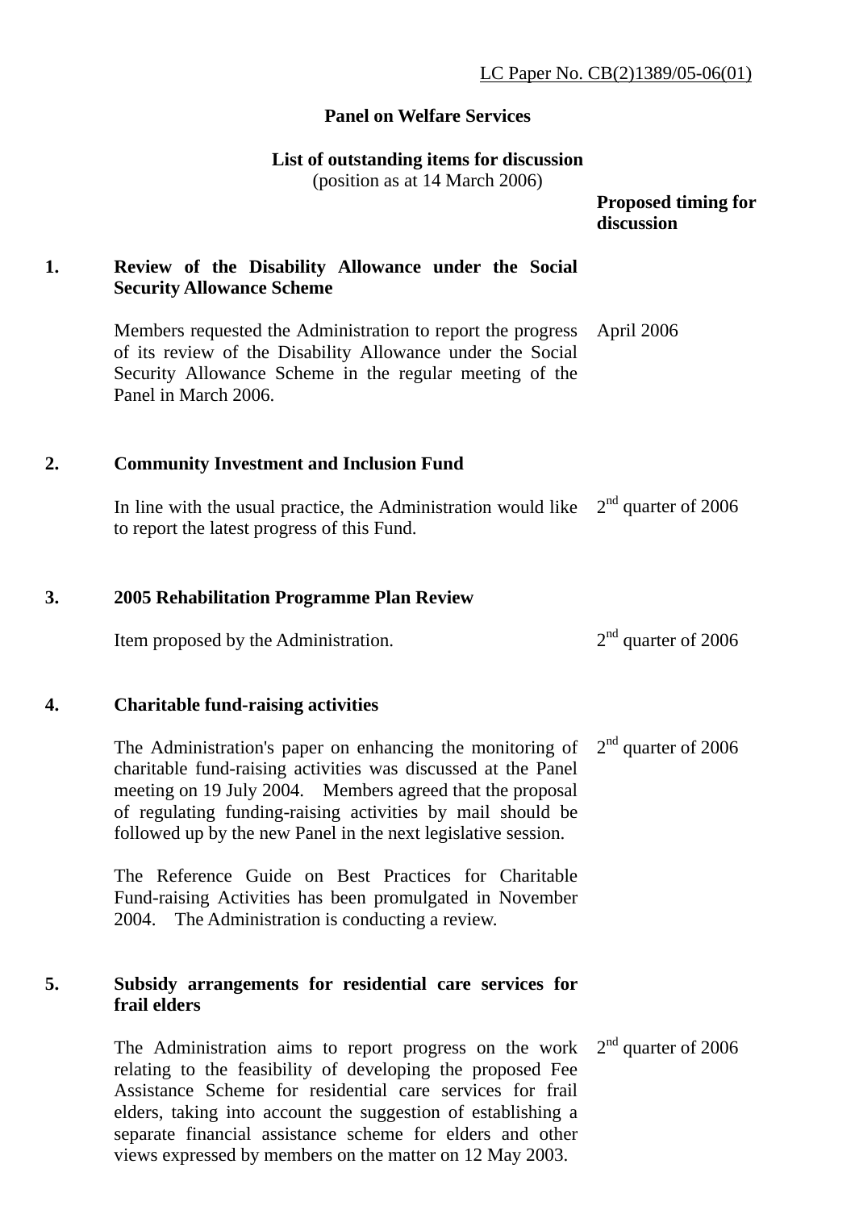LC Paper No. CB(2)1389/05-06(01)

**Panel on Welfare Services**

**List of outstanding items for discussion**
(position as at 14 March 2006)

| | | **Proposed timing for discussion** |
|---|---|---|
| **1.** | **Review of the Disability Allowance under the Social Security Allowance Scheme** | |
| | Members requested the Administration to report the progress of its review of the Disability Allowance under the Social Security Allowance Scheme in the regular meeting of the Panel in March 2006. | April 2006 |
| **2.** | **Community Investment and Inclusion Fund** | |
| | In line with the usual practice, the Administration would like to report the latest progress of this Fund. | 2nd quarter of 2006 |
| **3.** | **2005 Rehabilitation Programme Plan Review** | |
| | Item proposed by the Administration. | 2nd quarter of 2006 |
| **4.** | **Charitable fund-raising activities** | |
| | The Administration's paper on enhancing the monitoring of charitable fund-raising activities was discussed at the Panel meeting on 19 July 2004. Members agreed that the proposal of regulating funding-raising activities by mail should be followed up by the new Panel in the next legislative session.<br><br>The Reference Guide on Best Practices for Charitable Fund-raising Activities has been promulgated in November 2004. The Administration is conducting a review. | 2nd quarter of 2006 |
| **5.** | **Subsidy arrangements for residential care services for frail elders** | |
| | The Administration aims to report progress on the work relating to the feasibility of developing the proposed Fee Assistance Scheme for residential care services for frail elders, taking into account the suggestion of establishing a separate financial assistance scheme for elders and other views expressed by members on the matter on 12 May 2003. | 2nd quarter of 2006 |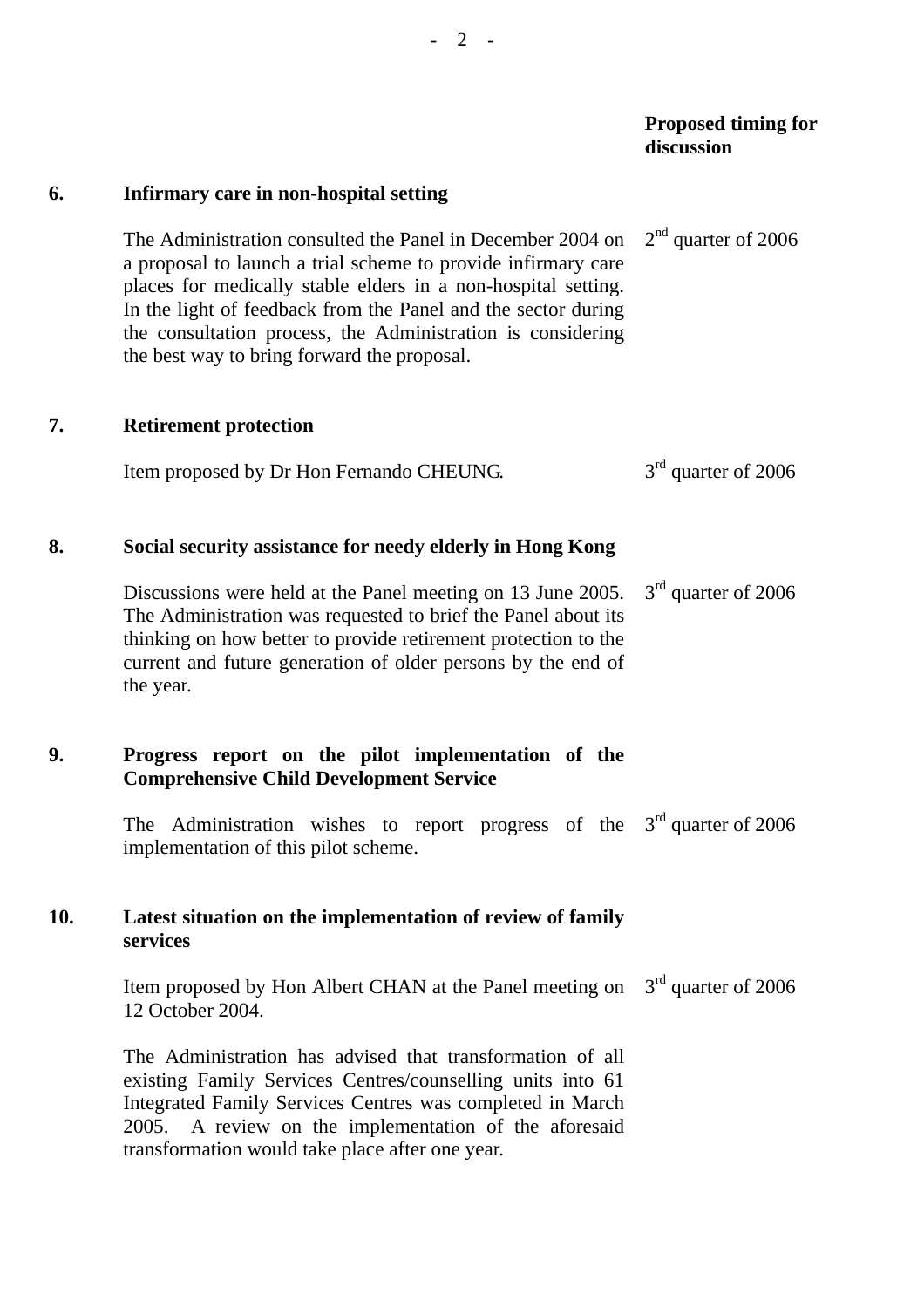| | | Proposed timing for discussion |
|---|---|---|
| **6.** | **Infirmary care in non-hospital setting** | |
| | The Administration consulted the Panel in December 2004 on a proposal to launch a trial scheme to provide infirmary care places for medically stable elders in a non-hospital setting. In the light of feedback from the Panel and the sector during the consultation process, the Administration is considering the best way to bring forward the proposal. | 2nd quarter of 2006 |
| **7.** | **Retirement protection** | |
| | Item proposed by Dr Hon Fernando CHEUNG. | 3rd quarter of 2006 |
| **8.** | **Social security assistance for needy elderly in Hong Kong** | |
| | Discussions were held at the Panel meeting on 13 June 2005. The Administration was requested to brief the Panel about its thinking on how better to provide retirement protection to the current and future generation of older persons by the end of the year. | 3rd quarter of 2006 |
| **9.** | **Progress report on the pilot implementation of the Comprehensive Child Development Service** | |
| | The Administration wishes to report progress of the implementation of this pilot scheme. | 3rd quarter of 2006 |
| **10.** | **Latest situation on the implementation of review of family services** | |
| | Item proposed by Hon Albert CHAN at the Panel meeting on 12 October 2004. | 3rd quarter of 2006 |
| | The Administration has advised that transformation of all existing Family Services Centres/counselling units into 61 Integrated Family Services Centres was completed in March 2005. A review on the implementation of the aforesaid transformation would take place after one year. | |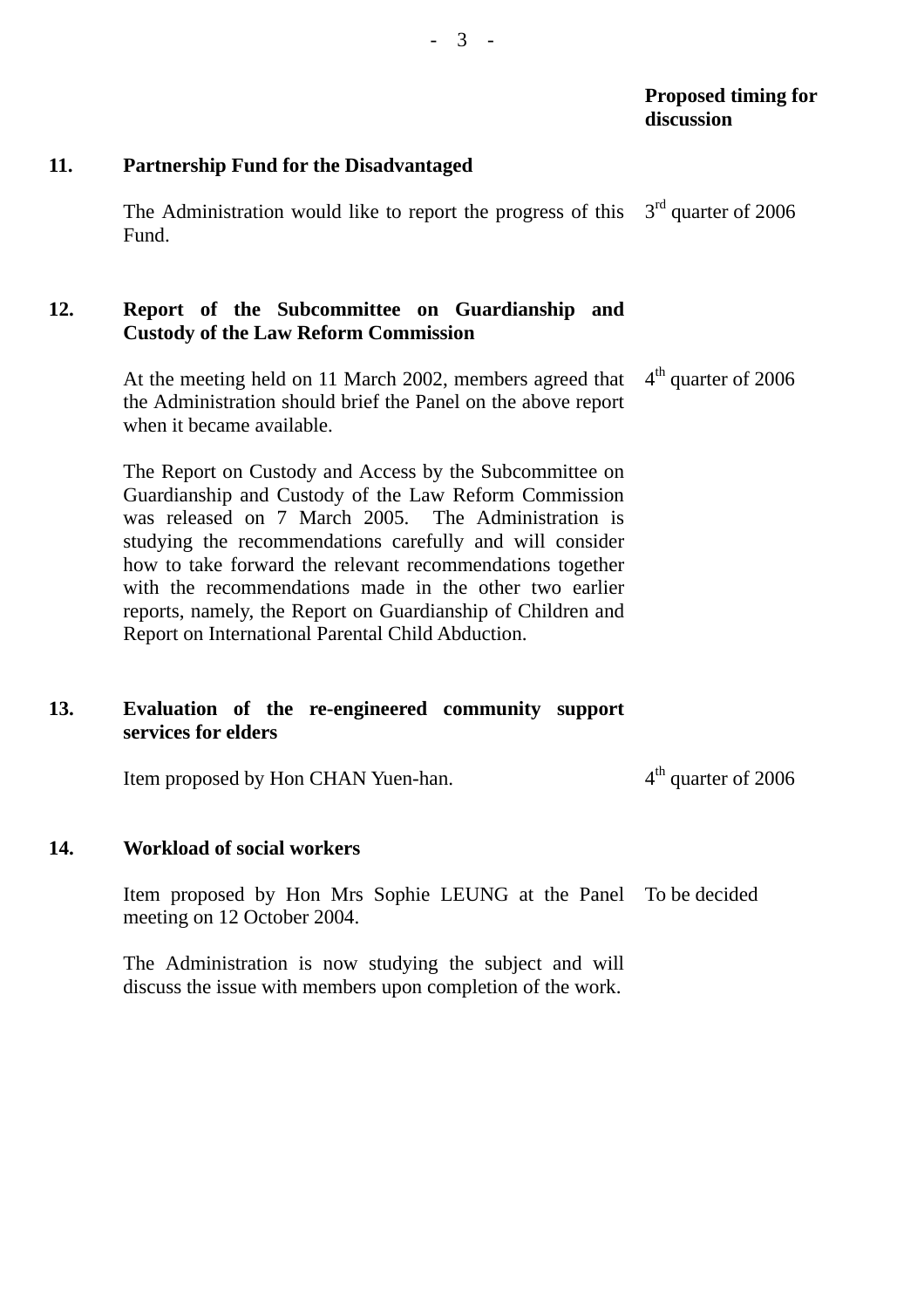| | | Proposed timing for discussion |
|---|---|---|
| **11.** | **Partnership Fund for the Disadvantaged** | |
| | The Administration would like to report the progress of this Fund. | 3rd quarter of 2006 |
| **12.** | **Report of the Subcommittee on Guardianship and Custody of the Law Reform Commission** | |
| | At the meeting held on 11 March 2002, members agreed that the Administration should brief the Panel on the above report when it became available. | 4th quarter of 2006 |
| | The Report on Custody and Access by the Subcommittee on Guardianship and Custody of the Law Reform Commission was released on 7 March 2005. The Administration is studying the recommendations carefully and will consider how to take forward the relevant recommendations together with the recommendations made in the other two earlier reports, namely, the Report on Guardianship of Children and Report on International Parental Child Abduction. | |
| **13.** | **Evaluation of the re-engineered community support services for elders** | |
| | Item proposed by Hon CHAN Yuen-han. | 4th quarter of 2006 |
| **14.** | **Workload of social workers** | |
| | Item proposed by Hon Mrs Sophie LEUNG at the Panel meeting on 12 October 2004. | To be decided |
| | The Administration is now studying the subject and will discuss the issue with members upon completion of the work. | |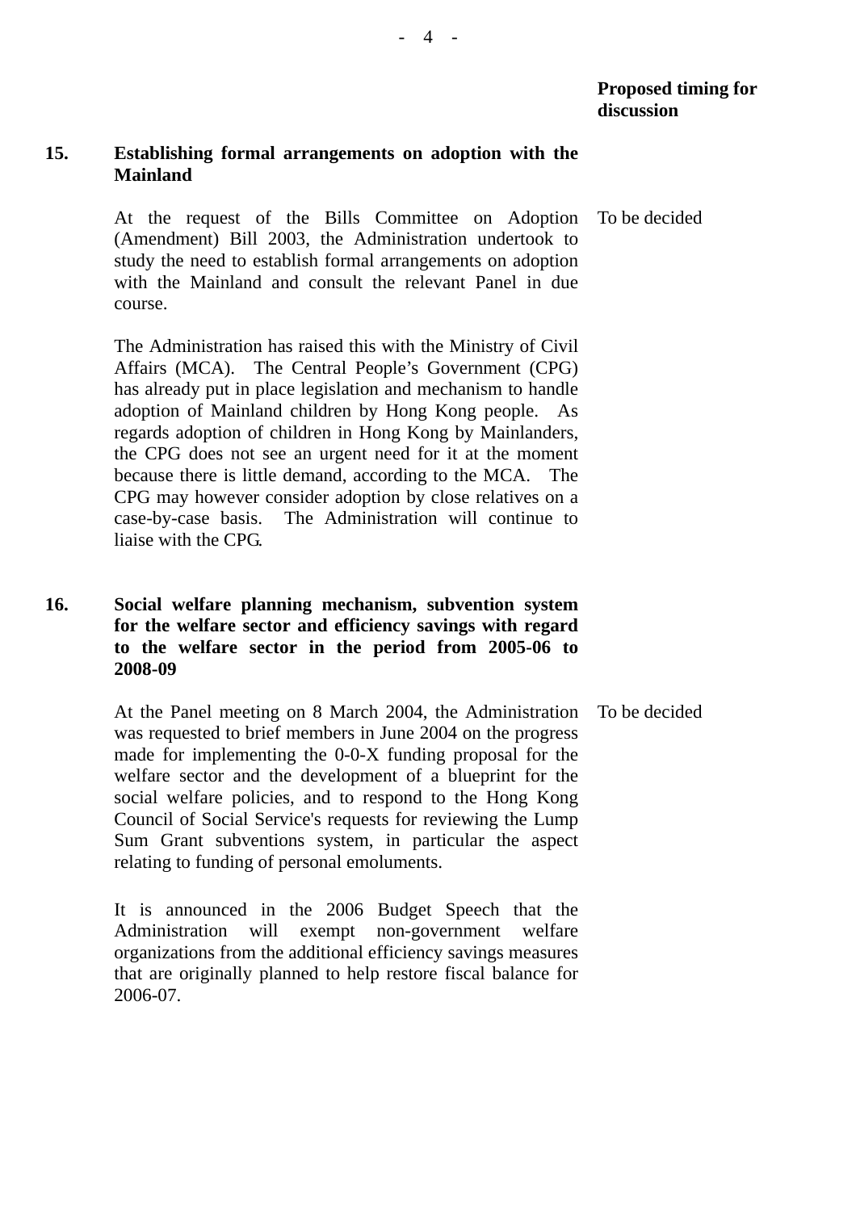**Proposed timing for discussion**

**15. Establishing formal arrangements on adoption with the Mainland**

At the request of the Bills Committee on Adoption (Amendment) Bill 2003, the Administration undertook to study the need to establish formal arrangements on adoption with the Mainland and consult the relevant Panel in due course. — To be decided

The Administration has raised this with the Ministry of Civil Affairs (MCA). The Central People's Government (CPG) has already put in place legislation and mechanism to handle adoption of Mainland children by Hong Kong people. As regards adoption of children in Hong Kong by Mainlanders, the CPG does not see an urgent need for it at the moment because there is little demand, according to the MCA. The CPG may however consider adoption by close relatives on a case-by-case basis. The Administration will continue to liaise with the CPG.

**16. Social welfare planning mechanism, subvention system for the welfare sector and efficiency savings with regard to the welfare sector in the period from 2005-06 to 2008-09**

At the Panel meeting on 8 March 2004, the Administration was requested to brief members in June 2004 on the progress made for implementing the 0-0-X funding proposal for the welfare sector and the development of a blueprint for the social welfare policies, and to respond to the Hong Kong Council of Social Service's requests for reviewing the Lump Sum Grant subventions system, in particular the aspect relating to funding of personal emoluments. — To be decided

It is announced in the 2006 Budget Speech that the Administration will exempt non-government welfare organizations from the additional efficiency savings measures that are originally planned to help restore fiscal balance for 2006-07.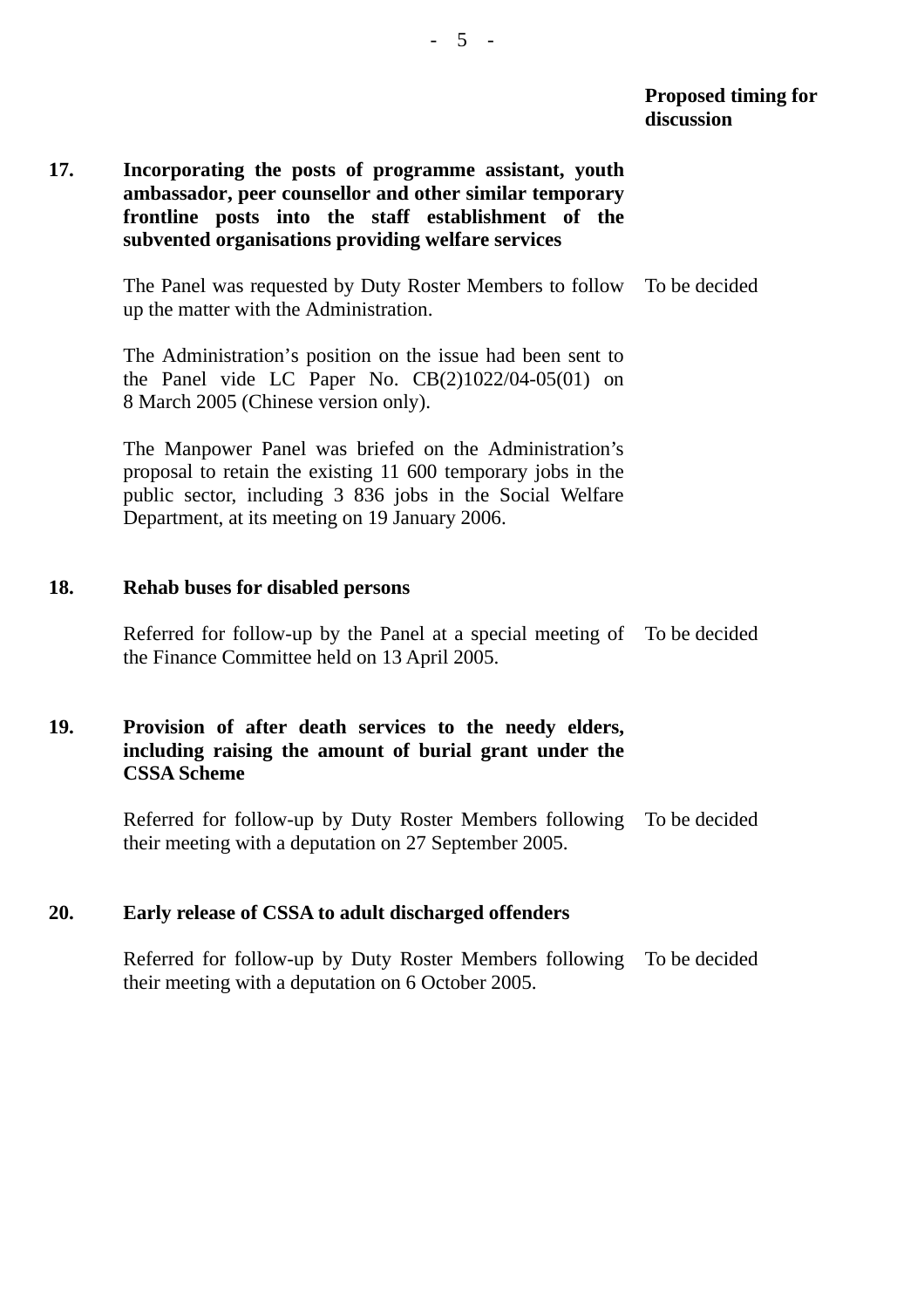**Proposed timing for discussion**

**17. Incorporating the posts of programme assistant, youth ambassador, peer counsellor and other similar temporary frontline posts into the staff establishment of the subvented organisations providing welfare services**

The Panel was requested by Duty Roster Members to follow up the matter with the Administration. — To be decided

The Administration's position on the issue had been sent to the Panel vide LC Paper No. CB(2)1022/04-05(01) on 8 March 2005 (Chinese version only).

The Manpower Panel was briefed on the Administration's proposal to retain the existing 11 600 temporary jobs in the public sector, including 3 836 jobs in the Social Welfare Department, at its meeting on 19 January 2006.

**18. Rehab buses for disabled persons**

Referred for follow-up by the Panel at a special meeting of the Finance Committee held on 13 April 2005. — To be decided

**19. Provision of after death services to the needy elders, including raising the amount of burial grant under the CSSA Scheme**

Referred for follow-up by Duty Roster Members following their meeting with a deputation on 27 September 2005. — To be decided

**20. Early release of CSSA to adult discharged offenders**

Referred for follow-up by Duty Roster Members following their meeting with a deputation on 6 October 2005. — To be decided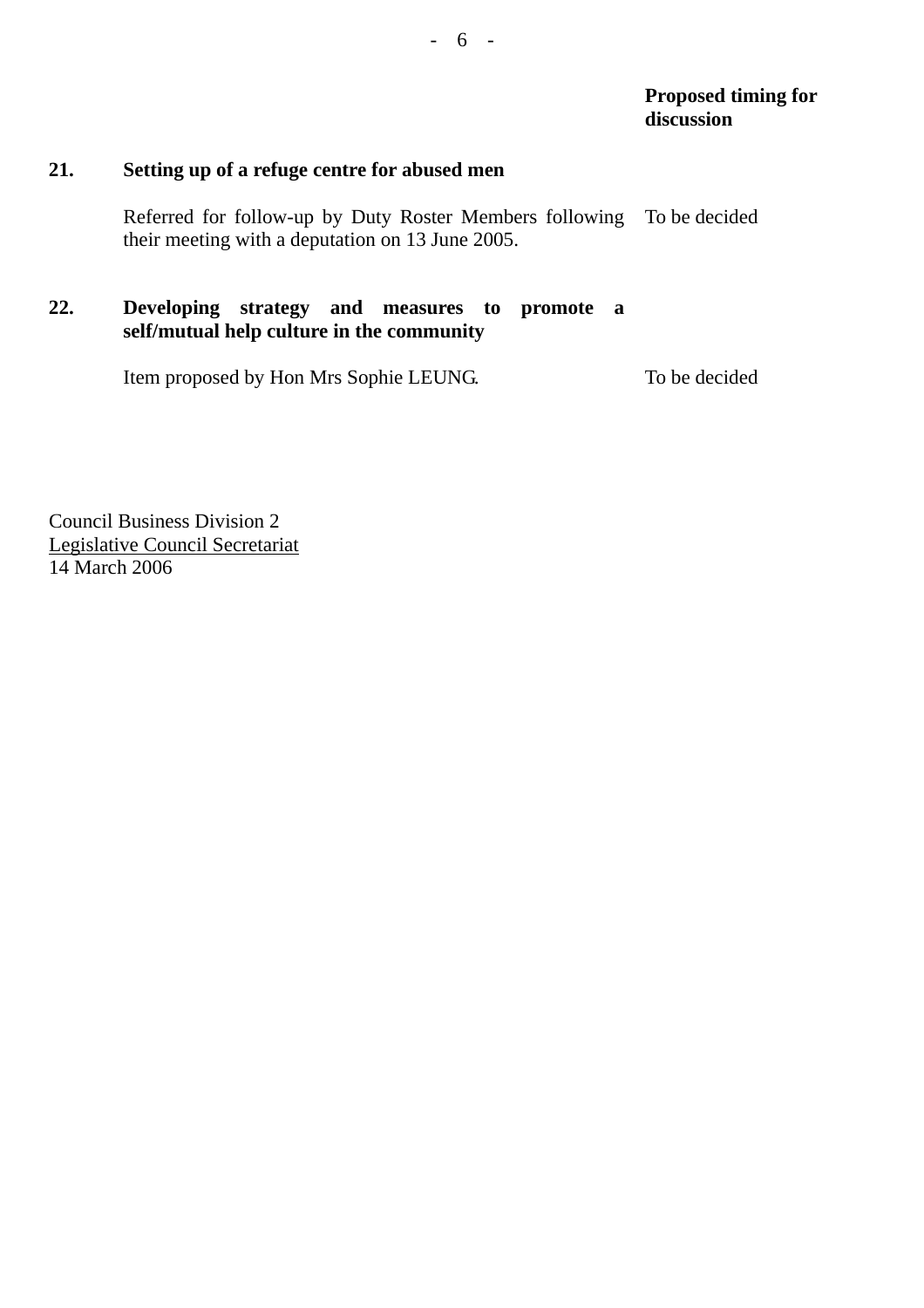| | | Proposed timing for discussion |
|---|---|---|
| **21.** | **Setting up of a refuge centre for abused men** | |
| | Referred for follow-up by Duty Roster Members following their meeting with a deputation on 13 June 2005. | To be decided |
| **22.** | **Developing strategy and measures to promote a self/mutual help culture in the community** | |
| | Item proposed by Hon Mrs Sophie LEUNG. | To be decided |

Council Business Division 2
Legislative Council Secretariat
14 March 2006